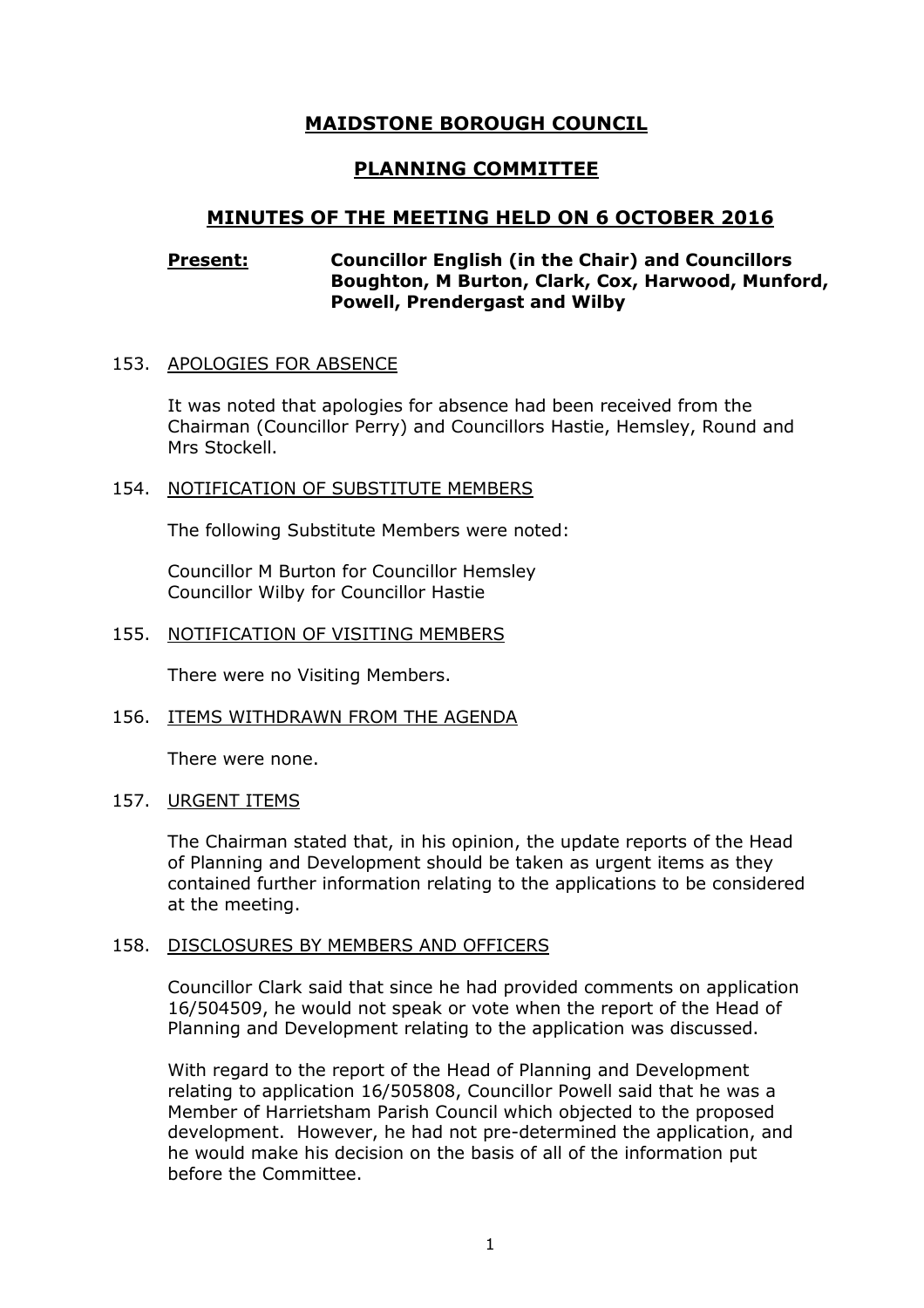# MAIDSTONE BOROUGH COUNCIL

## PLANNING COMMITTEE

## MINUTES OF THE MEETING HELD ON 6 OCTOBER 2016

**Present:** **Councillor English (in the Chair) and Councillors Boughton, M Burton, Clark, Cox, Harwood, Munford, Powell, Prendergast and Wilby**

### 153. APOLOGIES FOR ABSENCE

It was noted that apologies for absence had been received from the Chairman (Councillor Perry) and Councillors Hastie, Hemsley, Round and Mrs Stockell.

### 154. NOTIFICATION OF SUBSTITUTE MEMBERS

The following Substitute Members were noted:

Councillor M Burton for Councillor Hemsley
Councillor Wilby for Councillor Hastie

### 155. NOTIFICATION OF VISITING MEMBERS

There were no Visiting Members.

### 156. ITEMS WITHDRAWN FROM THE AGENDA

There were none.

### 157. URGENT ITEMS

The Chairman stated that, in his opinion, the update reports of the Head of Planning and Development should be taken as urgent items as they contained further information relating to the applications to be considered at the meeting.

### 158. DISCLOSURES BY MEMBERS AND OFFICERS

Councillor Clark said that since he had provided comments on application 16/504509, he would not speak or vote when the report of the Head of Planning and Development relating to the application was discussed.

With regard to the report of the Head of Planning and Development relating to application 16/505808, Councillor Powell said that he was a Member of Harrietsham Parish Council which objected to the proposed development. However, he had not pre-determined the application, and he would make his decision on the basis of all of the information put before the Committee.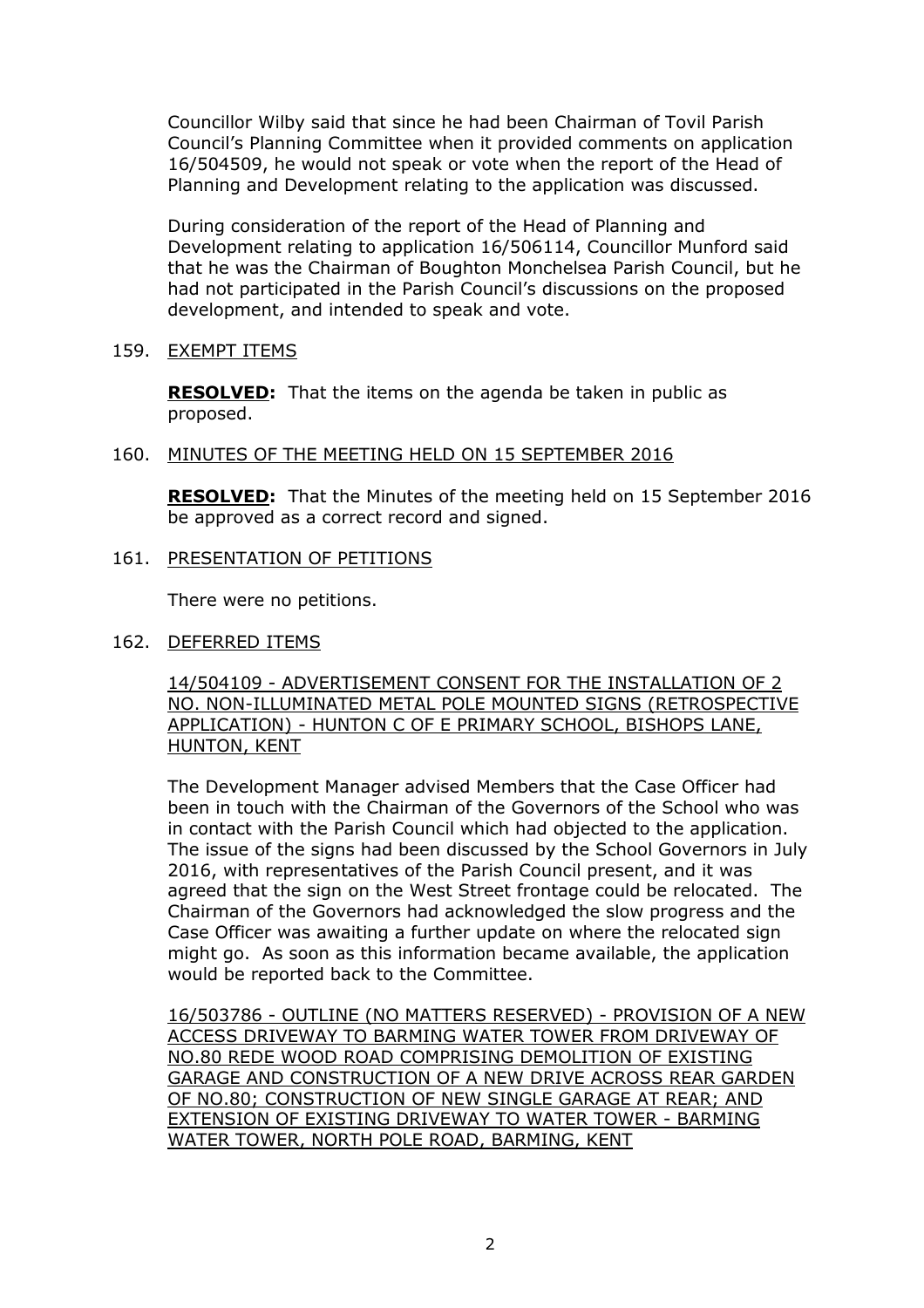Councillor Wilby said that since he had been Chairman of Tovil Parish Council's Planning Committee when it provided comments on application 16/504509, he would not speak or vote when the report of the Head of Planning and Development relating to the application was discussed.

During consideration of the report of the Head of Planning and Development relating to application 16/506114, Councillor Munford said that he was the Chairman of Boughton Monchelsea Parish Council, but he had not participated in the Parish Council's discussions on the proposed development, and intended to speak and vote.

159. EXEMPT ITEMS

**RESOLVED:** That the items on the agenda be taken in public as proposed.

160. MINUTES OF THE MEETING HELD ON 15 SEPTEMBER 2016

**RESOLVED:** That the Minutes of the meeting held on 15 September 2016 be approved as a correct record and signed.

161. PRESENTATION OF PETITIONS

There were no petitions.

162. DEFERRED ITEMS

14/504109 - ADVERTISEMENT CONSENT FOR THE INSTALLATION OF 2 NO. NON-ILLUMINATED METAL POLE MOUNTED SIGNS (RETROSPECTIVE APPLICATION) - HUNTON C OF E PRIMARY SCHOOL, BISHOPS LANE, HUNTON, KENT

The Development Manager advised Members that the Case Officer had been in touch with the Chairman of the Governors of the School who was in contact with the Parish Council which had objected to the application. The issue of the signs had been discussed by the School Governors in July 2016, with representatives of the Parish Council present, and it was agreed that the sign on the West Street frontage could be relocated. The Chairman of the Governors had acknowledged the slow progress and the Case Officer was awaiting a further update on where the relocated sign might go. As soon as this information became available, the application would be reported back to the Committee.

16/503786 - OUTLINE (NO MATTERS RESERVED) - PROVISION OF A NEW ACCESS DRIVEWAY TO BARMING WATER TOWER FROM DRIVEWAY OF NO.80 REDE WOOD ROAD COMPRISING DEMOLITION OF EXISTING GARAGE AND CONSTRUCTION OF A NEW DRIVE ACROSS REAR GARDEN OF NO.80; CONSTRUCTION OF NEW SINGLE GARAGE AT REAR; AND EXTENSION OF EXISTING DRIVEWAY TO WATER TOWER - BARMING WATER TOWER, NORTH POLE ROAD, BARMING, KENT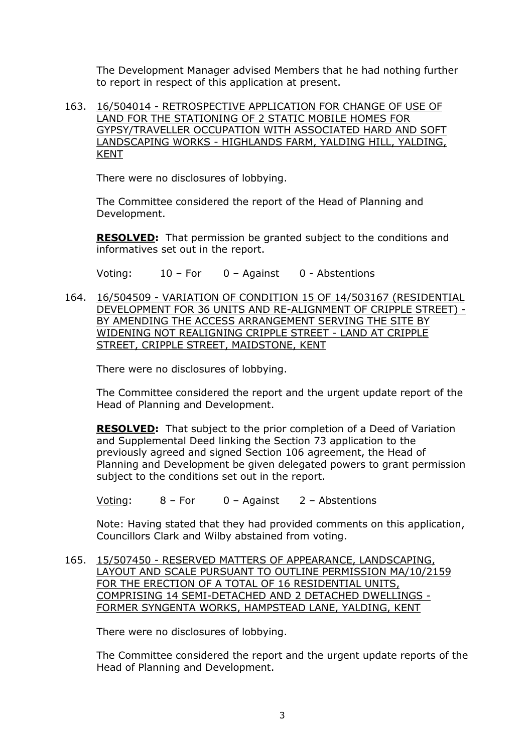The Development Manager advised Members that he had nothing further to report in respect of this application at present.

163. <u>16/504014 - RETROSPECTIVE APPLICATION FOR CHANGE OF USE OF LAND FOR THE STATIONING OF 2 STATIC MOBILE HOMES FOR GYPSY/TRAVELLER OCCUPATION WITH ASSOCIATED HARD AND SOFT LANDSCAPING WORKS - HIGHLANDS FARM, YALDING HILL, YALDING, KENT</u>

There were no disclosures of lobbying.

The Committee considered the report of the Head of Planning and Development.

**RESOLVED:** That permission be granted subject to the conditions and informatives set out in the report.

Voting: 10 – For 0 – Against 0 - Abstentions

164. <u>16/504509 - VARIATION OF CONDITION 15 OF 14/503167 (RESIDENTIAL DEVELOPMENT FOR 36 UNITS AND RE-ALIGNMENT OF CRIPPLE STREET) - BY AMENDING THE ACCESS ARRANGEMENT SERVING THE SITE BY WIDENING NOT REALIGNING CRIPPLE STREET - LAND AT CRIPPLE STREET, CRIPPLE STREET, MAIDSTONE, KENT</u>

There were no disclosures of lobbying.

The Committee considered the report and the urgent update report of the Head of Planning and Development.

**RESOLVED:** That subject to the prior completion of a Deed of Variation and Supplemental Deed linking the Section 73 application to the previously agreed and signed Section 106 agreement, the Head of Planning and Development be given delegated powers to grant permission subject to the conditions set out in the report.

Voting: 8 – For 0 – Against 2 – Abstentions

Note: Having stated that they had provided comments on this application, Councillors Clark and Wilby abstained from voting.

165. <u>15/507450 - RESERVED MATTERS OF APPEARANCE, LANDSCAPING, LAYOUT AND SCALE PURSUANT TO OUTLINE PERMISSION MA/10/2159 FOR THE ERECTION OF A TOTAL OF 16 RESIDENTIAL UNITS, COMPRISING 14 SEMI-DETACHED AND 2 DETACHED DWELLINGS - FORMER SYNGENTA WORKS, HAMPSTEAD LANE, YALDING, KENT</u>

There were no disclosures of lobbying.

The Committee considered the report and the urgent update reports of the Head of Planning and Development.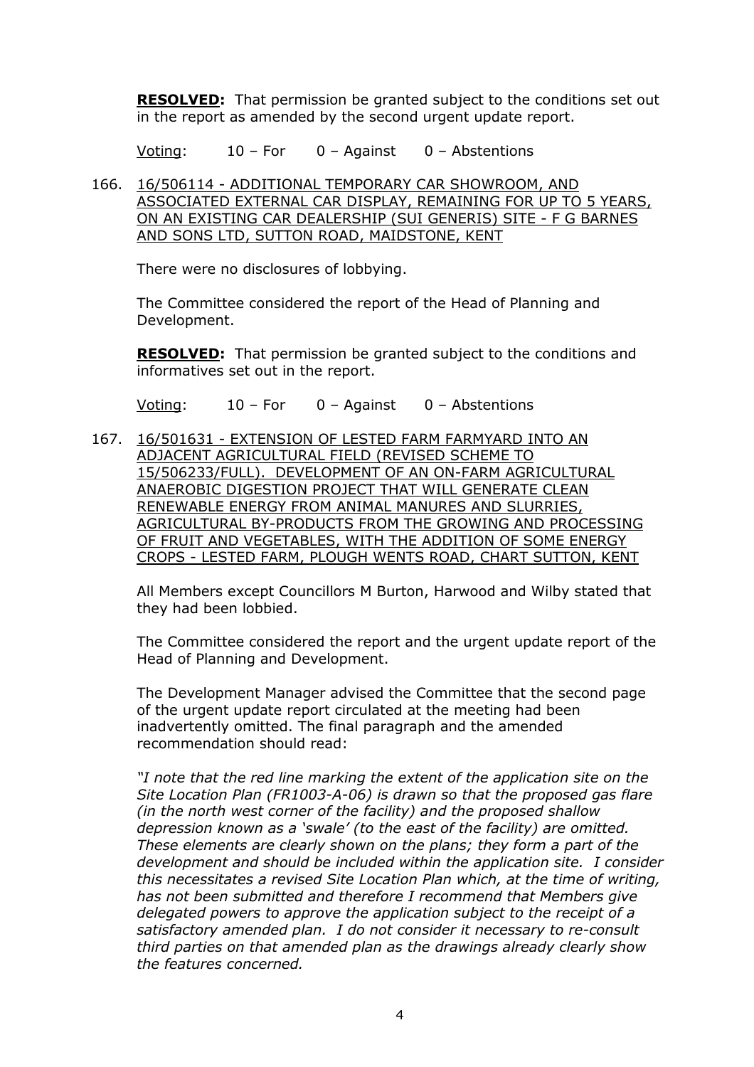**RESOLVED:** That permission be granted subject to the conditions set out in the report as amended by the second urgent update report.

Voting: 10 – For 0 – Against 0 – Abstentions

166. 16/506114 - ADDITIONAL TEMPORARY CAR SHOWROOM, AND ASSOCIATED EXTERNAL CAR DISPLAY, REMAINING FOR UP TO 5 YEARS, ON AN EXISTING CAR DEALERSHIP (SUI GENERIS) SITE - F G BARNES AND SONS LTD, SUTTON ROAD, MAIDSTONE, KENT

There were no disclosures of lobbying.

The Committee considered the report of the Head of Planning and Development.

**RESOLVED:** That permission be granted subject to the conditions and informatives set out in the report.

Voting: 10 – For 0 – Against 0 – Abstentions

167. 16/501631 - EXTENSION OF LESTED FARM FARMYARD INTO AN ADJACENT AGRICULTURAL FIELD (REVISED SCHEME TO 15/506233/FULL). DEVELOPMENT OF AN ON-FARM AGRICULTURAL ANAEROBIC DIGESTION PROJECT THAT WILL GENERATE CLEAN RENEWABLE ENERGY FROM ANIMAL MANURES AND SLURRIES, AGRICULTURAL BY-PRODUCTS FROM THE GROWING AND PROCESSING OF FRUIT AND VEGETABLES, WITH THE ADDITION OF SOME ENERGY CROPS - LESTED FARM, PLOUGH WENTS ROAD, CHART SUTTON, KENT

All Members except Councillors M Burton, Harwood and Wilby stated that they had been lobbied.

The Committee considered the report and the urgent update report of the Head of Planning and Development.

The Development Manager advised the Committee that the second page of the urgent update report circulated at the meeting had been inadvertently omitted. The final paragraph and the amended recommendation should read:

*"I note that the red line marking the extent of the application site on the Site Location Plan (FR1003-A-06) is drawn so that the proposed gas flare (in the north west corner of the facility) and the proposed shallow depression known as a 'swale' (to the east of the facility) are omitted. These elements are clearly shown on the plans; they form a part of the development and should be included within the application site. I consider this necessitates a revised Site Location Plan which, at the time of writing, has not been submitted and therefore I recommend that Members give delegated powers to approve the application subject to the receipt of a satisfactory amended plan. I do not consider it necessary to re-consult third parties on that amended plan as the drawings already clearly show the features concerned.*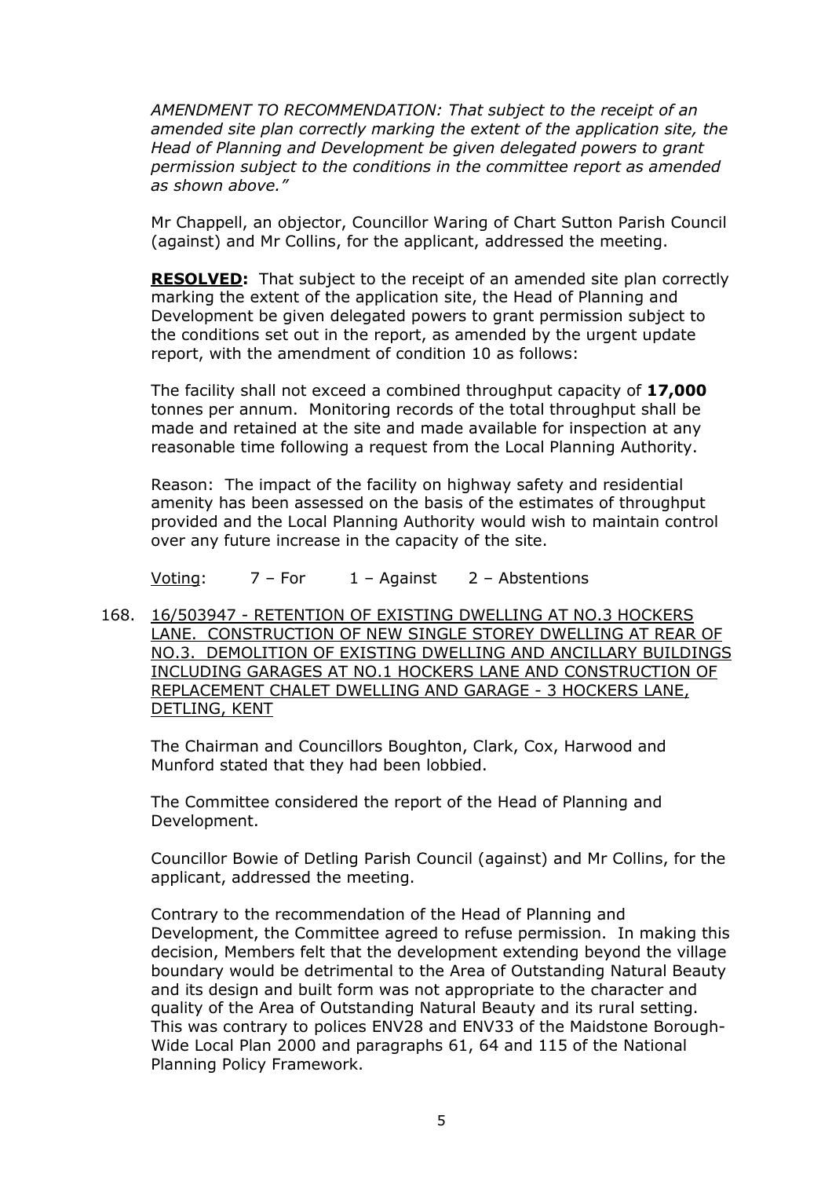*AMENDMENT TO RECOMMENDATION: That subject to the receipt of an amended site plan correctly marking the extent of the application site, the Head of Planning and Development be given delegated powers to grant permission subject to the conditions in the committee report as amended as shown above."*

Mr Chappell, an objector, Councillor Waring of Chart Sutton Parish Council (against) and Mr Collins, for the applicant, addressed the meeting.

**RESOLVED:** That subject to the receipt of an amended site plan correctly marking the extent of the application site, the Head of Planning and Development be given delegated powers to grant permission subject to the conditions set out in the report, as amended by the urgent update report, with the amendment of condition 10 as follows:

The facility shall not exceed a combined throughput capacity of **17,000** tonnes per annum. Monitoring records of the total throughput shall be made and retained at the site and made available for inspection at any reasonable time following a request from the Local Planning Authority.

Reason: The impact of the facility on highway safety and residential amenity has been assessed on the basis of the estimates of throughput provided and the Local Planning Authority would wish to maintain control over any future increase in the capacity of the site.

Voting: 7 – For 1 – Against 2 – Abstentions

168. 16/503947 - RETENTION OF EXISTING DWELLING AT NO.3 HOCKERS LANE. CONSTRUCTION OF NEW SINGLE STOREY DWELLING AT REAR OF NO.3. DEMOLITION OF EXISTING DWELLING AND ANCILLARY BUILDINGS INCLUDING GARAGES AT NO.1 HOCKERS LANE AND CONSTRUCTION OF REPLACEMENT CHALET DWELLING AND GARAGE - 3 HOCKERS LANE, DETLING, KENT

The Chairman and Councillors Boughton, Clark, Cox, Harwood and Munford stated that they had been lobbied.

The Committee considered the report of the Head of Planning and Development.

Councillor Bowie of Detling Parish Council (against) and Mr Collins, for the applicant, addressed the meeting.

Contrary to the recommendation of the Head of Planning and Development, the Committee agreed to refuse permission. In making this decision, Members felt that the development extending beyond the village boundary would be detrimental to the Area of Outstanding Natural Beauty and its design and built form was not appropriate to the character and quality of the Area of Outstanding Natural Beauty and its rural setting. This was contrary to polices ENV28 and ENV33 of the Maidstone Borough-Wide Local Plan 2000 and paragraphs 61, 64 and 115 of the National Planning Policy Framework.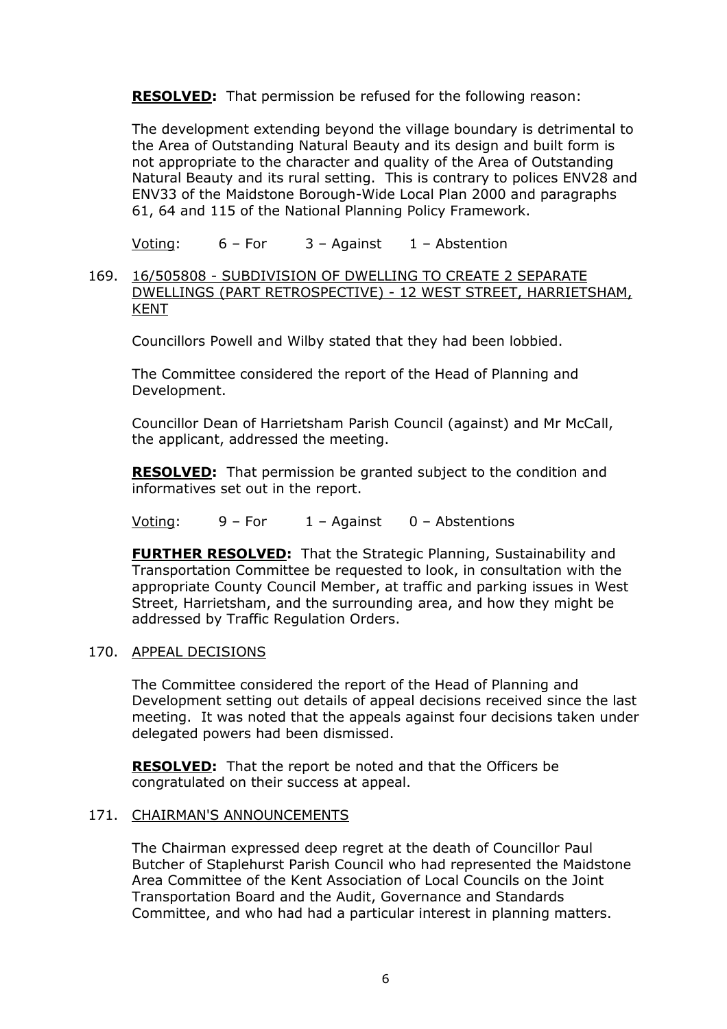**RESOLVED:** That permission be refused for the following reason:

The development extending beyond the village boundary is detrimental to the Area of Outstanding Natural Beauty and its design and built form is not appropriate to the character and quality of the Area of Outstanding Natural Beauty and its rural setting. This is contrary to polices ENV28 and ENV33 of the Maidstone Borough-Wide Local Plan 2000 and paragraphs 61, 64 and 115 of the National Planning Policy Framework.

Voting: 6 – For 3 – Against 1 – Abstention

169. 16/505808 - SUBDIVISION OF DWELLING TO CREATE 2 SEPARATE DWELLINGS (PART RETROSPECTIVE) - 12 WEST STREET, HARRIETSHAM, KENT

Councillors Powell and Wilby stated that they had been lobbied.

The Committee considered the report of the Head of Planning and Development.

Councillor Dean of Harrietsham Parish Council (against) and Mr McCall, the applicant, addressed the meeting.

**RESOLVED:** That permission be granted subject to the condition and informatives set out in the report.

Voting: 9 – For 1 – Against 0 – Abstentions

**FURTHER RESOLVED:** That the Strategic Planning, Sustainability and Transportation Committee be requested to look, in consultation with the appropriate County Council Member, at traffic and parking issues in West Street, Harrietsham, and the surrounding area, and how they might be addressed by Traffic Regulation Orders.

170. APPEAL DECISIONS

The Committee considered the report of the Head of Planning and Development setting out details of appeal decisions received since the last meeting. It was noted that the appeals against four decisions taken under delegated powers had been dismissed.

**RESOLVED:** That the report be noted and that the Officers be congratulated on their success at appeal.

171. CHAIRMAN'S ANNOUNCEMENTS

The Chairman expressed deep regret at the death of Councillor Paul Butcher of Staplehurst Parish Council who had represented the Maidstone Area Committee of the Kent Association of Local Councils on the Joint Transportation Board and the Audit, Governance and Standards Committee, and who had had a particular interest in planning matters.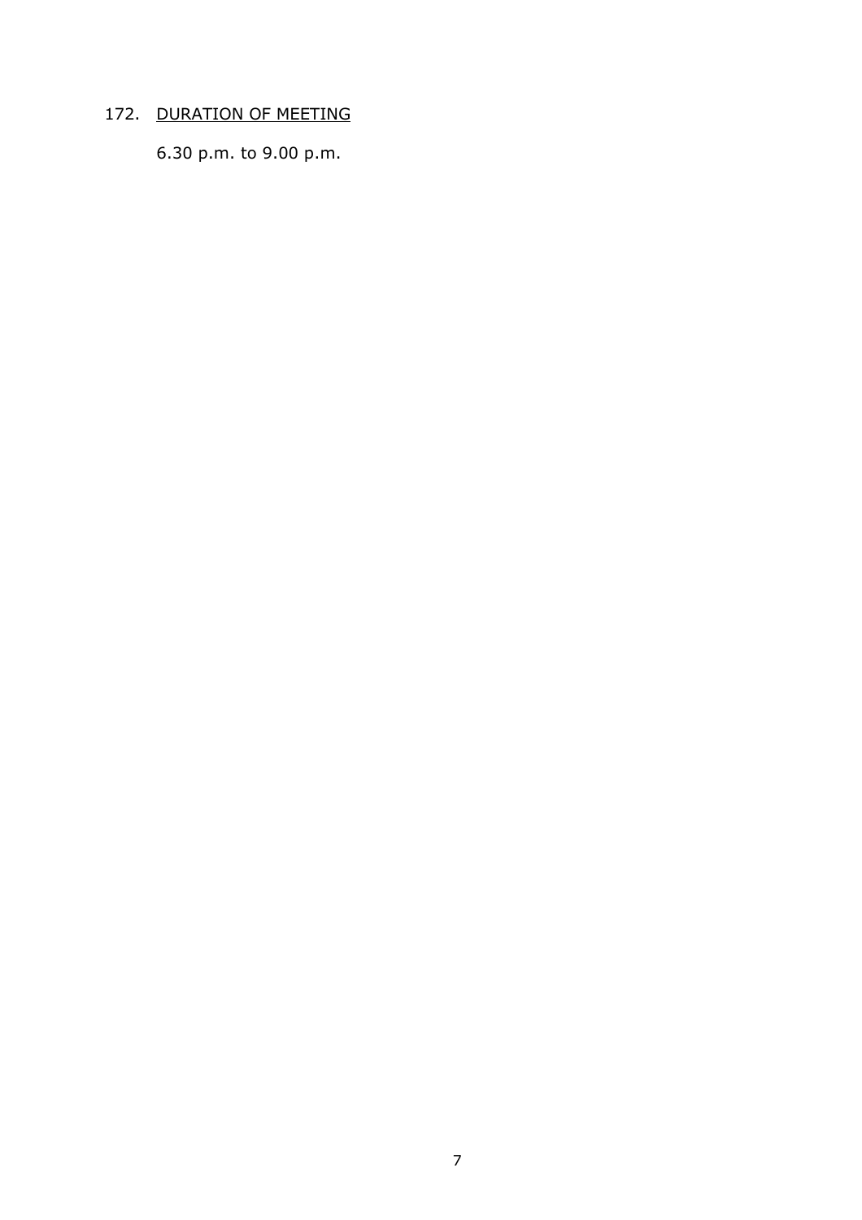172. DURATION OF MEETING

6.30 p.m. to 9.00 p.m.